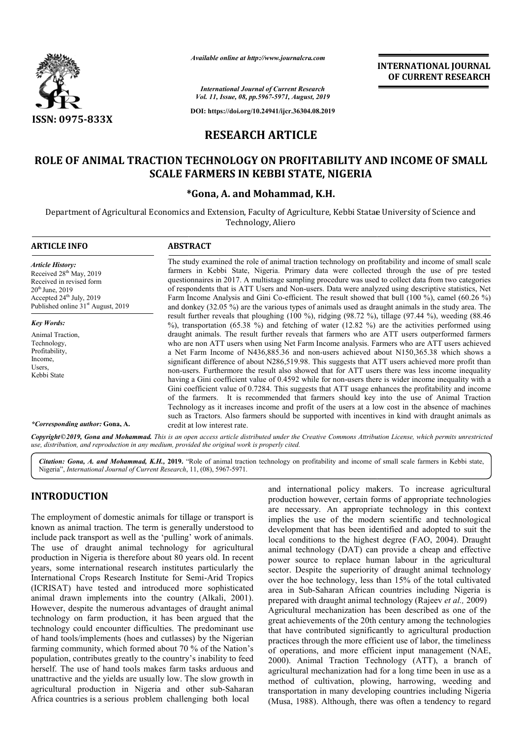*Available online at http://www.journalcra.com*

*International Journal of Current Research*
*Vol. 11, Issue, 08, pp.5967-5971, August, 2019*

**DOI: https://doi.org/10.24941/ijcr.36304.08.2019**

**ISSN: 0975-833X**

**INTERNATIONAL JOURNAL OF CURRENT RESEARCH**

# RESEARCH ARTICLE

# ROLE OF ANIMAL TRACTION TECHNOLOGY ON PROFITABILITY AND INCOME OF SMALL SCALE FARMERS IN KEBBI STATE, NIGERIA

**\*Gona, A. and Mohammad, K.H.**

Department of Agricultural Economics and Extension, Faculty of Agriculture, Kebbi Statae University of Science and Technology, Aliero

## ARTICLE INFO

*Article History:*
Received 28th May, 2019
Received in revised form 20th June, 2019
Accepted 24th July, 2019
Published online 31st August, 2019

*Key Words:*
Animal Traction, Technology, Profitability, Income, Users, Kebbi State

*\*Corresponding author:* **Gona, A.**

## ABSTRACT

The study examined the role of animal traction technology on profitability and income of small scale farmers in Kebbi State, Nigeria. Primary data were collected through the use of pre tested questionnaires in 2017. A multistage sampling procedure was used to collect data from two categories of respondents that is ATT Users and Non-users. Data were analyzed using descriptive statistics, Net Farm Income Analysis and Gini Co-efficient. The result showed that bull (100 %), camel (60.26 %) and donkey (32.05 %) are the various types of animals used as draught animals in the study area. The result further reveals that ploughing (100 %), ridging (98.72 %), tillage (97.44 %), weeding (88.46 %), transportation (65.38 %) and fetching of water (12.82 %) are the activities performed using draught animals. The result further reveals that farmers who are ATT users outperformed farmers who are non ATT users when using Net Farm Income analysis. Farmers who are ATT users achieved a Net Farm Income of N436,885.36 and non-users achieved about N150,365.38 which shows a significant difference of about N286,519.98. This suggests that ATT users achieved more profit than non-users. Furthermore the result also showed that for ATT users there was less income inequality having a Gini coefficient value of 0.4592 while for non-users there is wider income inequality with a Gini coefficient value of 0.7284. This suggests that ATT usage enhances the profitability and income of the farmers. It is recommended that farmers should key into the use of Animal Traction Technology as it increases income and profit of the users at a low cost in the absence of machines such as Tractors. Also farmers should be supported with incentives in kind with draught animals as credit at low interest rate.

***Copyright©2019, Gona and Mohammad.*** *This is an open access article distributed under the Creative Commons Attribution License, which permits unrestricted use, distribution, and reproduction in any medium, provided the original work is properly cited.*

***Citation:*** *Gona, A. and Mohammad, K.H.,* **2019.** "Role of animal traction technology on profitability and income of small scale farmers in Kebbi state, Nigeria", *International Journal of Current Research*, 11, (08), 5967-5971.

## INTRODUCTION

The employment of domestic animals for tillage or transport is known as animal traction. The term is generally understood to include pack transport as well as the 'pulling' work of animals. The use of draught animal technology for agricultural production in Nigeria is therefore about 80 years old. In recent years, some international research institutes particularly the International Crops Research Institute for Semi-Arid Tropics (ICRISAT) have tested and introduced more sophisticated animal drawn implements into the country (Alkali, 2001). However, despite the numerous advantages of draught animal technology on farm production, it has been argued that the technology could encounter difficulties. The predominant use of hand tools/implements (hoes and cutlasses) by the Nigerian farming community, which formed about 70 % of the Nation's population, contributes greatly to the country's inability to feed herself. The use of hand tools makes farm tasks arduous and unattractive and the yields are usually low. The slow growth in agricultural production in Nigeria and other sub-Saharan Africa countries is a serious problem challenging both local and international policy makers. To increase agricultural production however, certain forms of appropriate technologies are necessary. An appropriate technology in this context implies the use of the modern scientific and technological development that has been identified and adopted to suit the local conditions to the highest degree (FAO, 2004). Draught animal technology (DAT) can provide a cheap and effective power source to replace human labour in the agricultural sector. Despite the superiority of draught animal technology over the hoe technology, less than 15% of the total cultivated area in Sub-Saharan African countries including Nigeria is prepared with draught animal technology (Rajeev *et al.,* 2009)

Agricultural mechanization has been described as one of the great achievements of the 20th century among the technologies that have contributed significantly to agricultural production practices through the more efficient use of labor, the timeliness of operations, and more efficient input management (NAE, 2000). Animal Traction Technology (ATT), a branch of agricultural mechanization had for a long time been in use as a method of cultivation, plowing, harrowing, weeding and transportation in many developing countries including Nigeria (Musa, 1988). Although, there was often a tendency to regard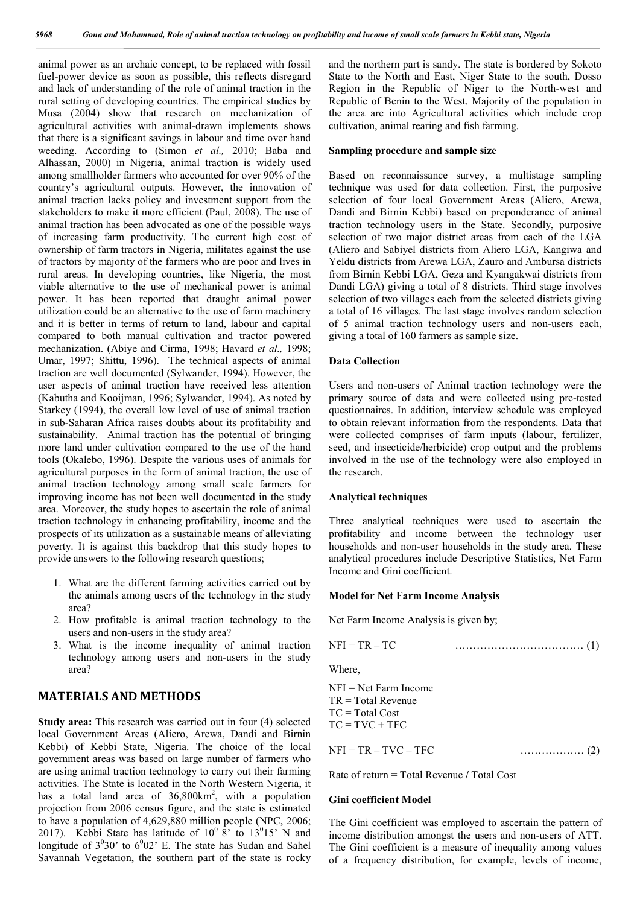animal power as an archaic concept, to be replaced with fossil fuel-power device as soon as possible, this reflects disregard and lack of understanding of the role of animal traction in the rural setting of developing countries. The empirical studies by Musa (2004) show that research on mechanization of agricultural activities with animal-drawn implements shows that there is a significant savings in labour and time over hand weeding. According to (Simon *et al.,* 2010; Baba and Alhassan, 2000) in Nigeria, animal traction is widely used among smallholder farmers who accounted for over 90% of the country's agricultural outputs. However, the innovation of animal traction lacks policy and investment support from the stakeholders to make it more efficient (Paul, 2008). The use of animal traction has been advocated as one of the possible ways of increasing farm productivity. The current high cost of ownership of farm tractors in Nigeria, militates against the use of tractors by majority of the farmers who are poor and lives in rural areas. In developing countries, like Nigeria, the most viable alternative to the use of mechanical power is animal power. It has been reported that draught animal power utilization could be an alternative to the use of farm machinery and it is better in terms of return to land, labour and capital compared to both manual cultivation and tractor powered mechanization. (Abiye and Cirma, 1998; Havard *et al.,* 1998; Umar, 1997; Shittu, 1996). The technical aspects of animal traction are well documented (Sylwander, 1994). However, the user aspects of animal traction have received less attention (Kabutha and Kooijman, 1996; Sylwander, 1994). As noted by Starkey (1994), the overall low level of use of animal traction in sub-Saharan Africa raises doubts about its profitability and sustainability. Animal traction has the potential of bringing more land under cultivation compared to the use of the hand tools (Okalebo, 1996). Despite the various uses of animals for agricultural purposes in the form of animal traction, the use of animal traction technology among small scale farmers for improving income has not been well documented in the study area. Moreover, the study hopes to ascertain the role of animal traction technology in enhancing profitability, income and the prospects of its utilization as a sustainable means of alleviating poverty. It is against this backdrop that this study hopes to provide answers to the following research questions;

1. What are the different farming activities carried out by the animals among users of the technology in the study area?
2. How profitable is animal traction technology to the users and non-users in the study area?
3. What is the income inequality of animal traction technology among users and non-users in the study area?

## MATERIALS AND METHODS

**Study area:** This research was carried out in four (4) selected local Government Areas (Aliero, Arewa, Dandi and Birnin Kebbi) of Kebbi State, Nigeria. The choice of the local government areas was based on large number of farmers who are using animal traction technology to carry out their farming activities. The State is located in the North Western Nigeria, it has a total land area of $36{,}800\text{km}^2$, with a population projection from 2006 census figure, and the state is estimated to have a population of 4,629,880 million people (NPC, 2006; 2017). Kebbi State has latitude of $10^0\ 8'$ to $13^0 15'$ N and longitude of $3^0 30'$ to $6^0 02'$ E. The state has Sudan and Sahel Savannah Vegetation, the southern part of the state is rocky and the northern part is sandy. The state is bordered by Sokoto State to the North and East, Niger State to the south, Dosso Region in the Republic of Niger to the North-west and Republic of Benin to the West. Majority of the population in the area are into Agricultural activities which include crop cultivation, animal rearing and fish farming.

### Sampling procedure and sample size

Based on reconnaissance survey, a multistage sampling technique was used for data collection. First, the purposive selection of four local Government Areas (Aliero, Arewa, Dandi and Birnin Kebbi) based on preponderance of animal traction technology users in the State. Secondly, purposive selection of two major district areas from each of the LGA (Aliero and Sabiyel districts from Aliero LGA, Kangiwa and Yeldu districts from Arewa LGA, Zauro and Ambursa districts from Birnin Kebbi LGA, Geza and Kyangakwai districts from Dandi LGA) giving a total of 8 districts. Third stage involves selection of two villages each from the selected districts giving a total of 16 villages. The last stage involves random selection of 5 animal traction technology users and non-users each, giving a total of 160 farmers as sample size.

### Data Collection

Users and non-users of Animal traction technology were the primary source of data and were collected using pre-tested questionnaires. In addition, interview schedule was employed to obtain relevant information from the respondents. Data that were collected comprises of farm inputs (labour, fertilizer, seed, and insecticide/herbicide) crop output and the problems involved in the use of the technology were also employed in the research.

### Analytical techniques

Three analytical techniques were used to ascertain the profitability and income between the technology user households and non-user households in the study area. These analytical procedures include Descriptive Statistics, Net Farm Income and Gini coefficient.

### Model for Net Farm Income Analysis

Net Farm Income Analysis is given by;

$$NFI = TR - TC \quad \text{……………………………… (1)}$$

Where,

NFI = Net Farm Income
TR = Total Revenue
TC = Total Cost
TC = TVC + TFC

$$NFI = TR - TVC - TFC \quad \text{……………… (2)}$$

Rate of return = Total Revenue / Total Cost

### Gini coefficient Model

The Gini coefficient was employed to ascertain the pattern of income distribution amongst the users and non-users of ATT. The Gini coefficient is a measure of inequality among values of a frequency distribution, for example, levels of income,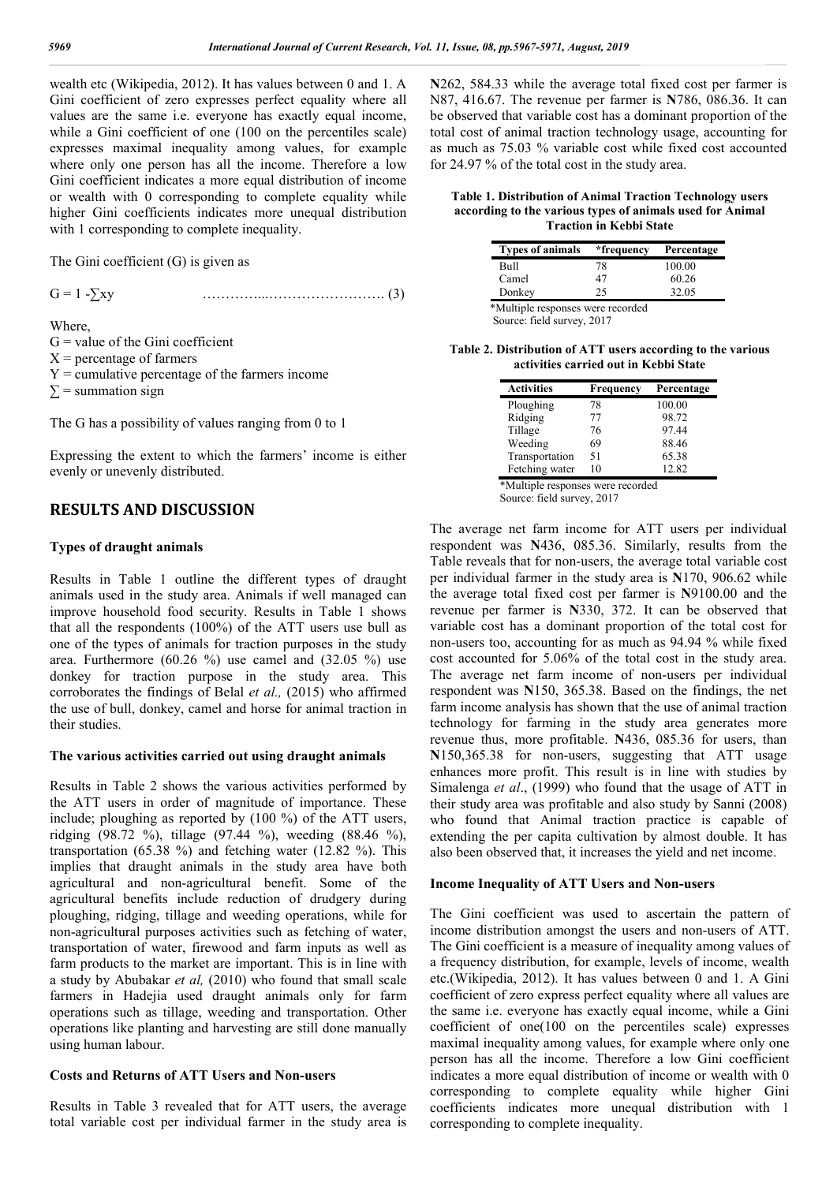wealth etc (Wikipedia, 2012). It has values between 0 and 1. A Gini coefficient of zero expresses perfect equality where all values are the same i.e. everyone has exactly equal income, while a Gini coefficient of one (100 on the percentiles scale) expresses maximal inequality among values, for example where only one person has all the income. Therefore a low Gini coefficient indicates a more equal distribution of income or wealth with 0 corresponding to complete equality while higher Gini coefficients indicates more unequal distribution with 1 corresponding to complete inequality.

The Gini coefficient (G) is given as

$$G = 1 - \sum xy \quad \text{..............................................} (3)$$

Where,

G = value of the Gini coefficient

X = percentage of farmers

Y = cumulative percentage of the farmers income

∑ = summation sign

The G has a possibility of values ranging from 0 to 1

Expressing the extent to which the farmers' income is either evenly or unevenly distributed.

## RESULTS AND DISCUSSION

### Types of draught animals

Results in Table 1 outline the different types of draught animals used in the study area. Animals if well managed can improve household food security. Results in Table 1 shows that all the respondents (100%) of the ATT users use bull as one of the types of animals for traction purposes in the study area. Furthermore (60.26 %) use camel and (32.05 %) use donkey for traction purpose in the study area. This corroborates the findings of Belal *et al.,* (2015) who affirmed the use of bull, donkey, camel and horse for animal traction in their studies.

### The various activities carried out using draught animals

Results in Table 2 shows the various activities performed by the ATT users in order of magnitude of importance. These include; ploughing as reported by (100 %) of the ATT users, ridging (98.72 %), tillage (97.44 %), weeding (88.46 %), transportation (65.38 %) and fetching water (12.82 %). This implies that draught animals in the study area have both agricultural and non-agricultural benefit. Some of the agricultural benefits include reduction of drudgery during ploughing, ridging, tillage and weeding operations, while for non-agricultural purposes activities such as fetching of water, transportation of water, firewood and farm inputs as well as farm products to the market are important. This is in line with a study by Abubakar *et al,* (2010) who found that small scale farmers in Hadejia used draught animals only for farm operations such as tillage, weeding and transportation. Other operations like planting and harvesting are still done manually using human labour.

### Costs and Returns of ATT Users and Non-users

Results in Table 3 revealed that for ATT users, the average total variable cost per individual farmer in the study area is **N**262, 584.33 while the average total fixed cost per farmer is N87, 416.67. The revenue per farmer is **N**786, 086.36. It can be observed that variable cost has a dominant proportion of the total cost of animal traction technology usage, accounting for as much as 75.03 % variable cost while fixed cost accounted for 24.97 % of the total cost in the study area.

**Table 1. Distribution of Animal Traction Technology users according to the various types of animals used for Animal Traction in Kebbi State**

| Types of animals | *frequency | Percentage |
|---|---|---|
| Bull | 78 | 100.00 |
| Camel | 47 | 60.26 |
| Donkey | 25 | 32.05 |

*Multiple responses were recorded

Source: field survey, 2017

**Table 2. Distribution of ATT users according to the various activities carried out in Kebbi State**

| Activities | Frequency | Percentage |
|---|---|---|
| Ploughing | 78 | 100.00 |
| Ridging | 77 | 98.72 |
| Tillage | 76 | 97.44 |
| Weeding | 69 | 88.46 |
| Transportation | 51 | 65.38 |
| Fetching water | 10 | 12.82 |

*Multiple responses were recorded

Source: field survey, 2017

The average net farm income for ATT users per individual respondent was **N**436, 085.36. Similarly, results from the Table reveals that for non-users, the average total variable cost per individual farmer in the study area is **N**170, 906.62 while the average total fixed cost per farmer is **N**9100.00 and the revenue per farmer is **N**330, 372. It can be observed that variable cost has a dominant proportion of the total cost for non-users too, accounting for as much as 94.94 % while fixed cost accounted for 5.06% of the total cost in the study area. The average net farm income of non-users per individual respondent was **N**150, 365.38. Based on the findings, the net farm income analysis has shown that the use of animal traction technology for farming in the study area generates more revenue thus, more profitable. **N**436, 085.36 for users, than **N**150,365.38 for non-users, suggesting that ATT usage enhances more profit. This result is in line with studies by Simalenga *et al*., (1999) who found that the usage of ATT in their study area was profitable and also study by Sanni (2008) who found that Animal traction practice is capable of extending the per capita cultivation by almost double. It has also been observed that, it increases the yield and net income.

### Income Inequality of ATT Users and Non-users

The Gini coefficient was used to ascertain the pattern of income distribution amongst the users and non-users of ATT. The Gini coefficient is a measure of inequality among values of a frequency distribution, for example, levels of income, wealth etc.(Wikipedia, 2012). It has values between 0 and 1. A Gini coefficient of zero express perfect equality where all values are the same i.e. everyone has exactly equal income, while a Gini coefficient of one(100 on the percentiles scale) expresses maximal inequality among values, for example where only one person has all the income. Therefore a low Gini coefficient indicates a more equal distribution of income or wealth with 0 corresponding to complete equality while higher Gini coefficients indicates more unequal distribution with 1 corresponding to complete inequality.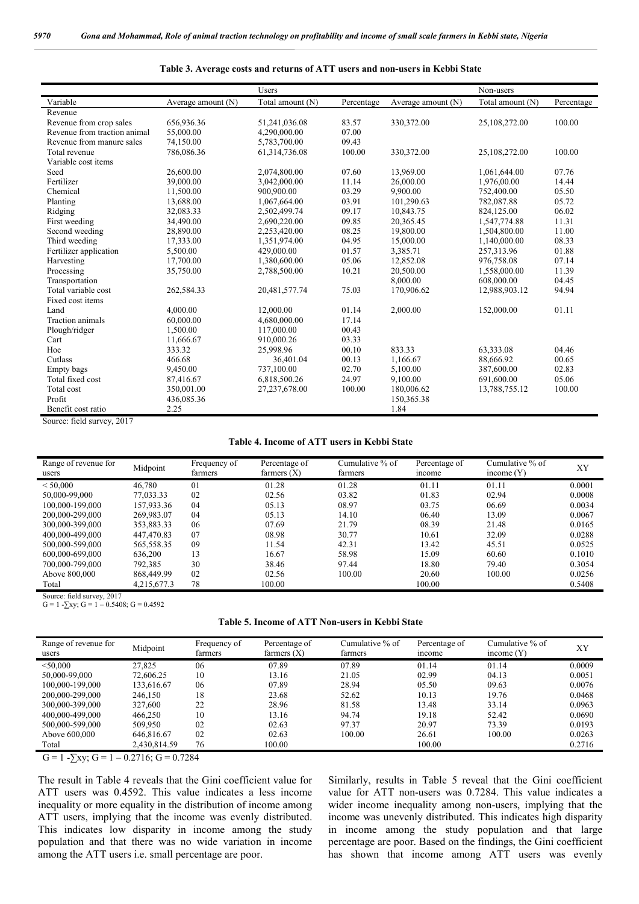**Table 3. Average costs and returns of ATT users and non-users in Kebbi State**

| | Users | | | Non-users | | |
|---|---|---|---|---|---|---|
| Variable | Average amount (N) | Total amount (N) | Percentage | Average amount (N) | Total amount (N) | Percentage |
| Revenue | | | | | | |
| Revenue from crop sales | 656,936.36 | 51,241,036.08 | 83.57 | 330,372.00 | 25,108,272.00 | 100.00 |
| Revenue from traction animal | 55,000.00 | 4,290,000.00 | 07.00 | | | |
| Revenue from manure sales | 74,150.00 | 5,783,700.00 | 09.43 | | | |
| Total revenue | 786,086.36 | 61,314,736.08 | 100.00 | 330,372.00 | 25,108,272.00 | 100.00 |
| Variable cost items | | | | | | |
| Seed | 26,600.00 | 2,074,800.00 | 07.60 | 13,969.00 | 1,061,644.00 | 07.76 |
| Fertilizer | 39,000.00 | 3,042,000.00 | 11.14 | 26,000.00 | 1,976,00.00 | 14.44 |
| Chemical | 11,500.00 | 900,900.00 | 03.29 | 9,900.00 | 752,400.00 | 05.50 |
| Planting | 13,688.00 | 1,067,664.00 | 03.91 | 101,290.63 | 782,087.88 | 05.72 |
| Ridging | 32,083.33 | 2,502,499.74 | 09.17 | 10,843.75 | 824,125.00 | 06.02 |
| First weeding | 34,490.00 | 2,690,220.00 | 09.85 | 20,365.45 | 1,547,774.88 | 11.31 |
| Second weeding | 28,890.00 | 2,253,420.00 | 08.25 | 19,800.00 | 1,504,800.00 | 11.00 |
| Third weeding | 17,333.00 | 1,351,974.00 | 04.95 | 15,000.00 | 1,140,000.00 | 08.33 |
| Fertilizer application | 5,500.00 | 429,000.00 | 01.57 | 3,385.71 | 257,313.96 | 01.88 |
| Harvesting | 17,700.00 | 1,380,600.00 | 05.06 | 12,852.08 | 976,758.08 | 07.14 |
| Processing | 35,750.00 | 2,788,500.00 | 10.21 | 20,500.00 | 1,558,000.00 | 11.39 |
| Transportation | | | | 8,000.00 | 608,000.00 | 04.45 |
| Total variable cost | 262,584.33 | 20,481,577.74 | 75.03 | 170,906.62 | 12,988,903.12 | 94.94 |
| Fixed cost items | | | | | | |
| Land | 4,000.00 | 12,000.00 | 01.14 | 2,000.00 | 152,000.00 | 01.11 |
| Traction animals | 60,000.00 | 4,680,000.00 | 17.14 | | | |
| Plough/ridger | 1,500.00 | 117,000.00 | 00.43 | | | |
| Cart | 11,666.67 | 910,000.26 | 03.33 | | | |
| Hoe | 333.32 | 25,998.96 | 00.10 | 833.33 | 63,333.08 | 04.46 |
| Cutlass | 466.68 | 36,401.04 | 00.13 | 1,166.67 | 88,666.92 | 00.65 |
| Empty bags | 9,450.00 | 737,100.00 | 02.70 | 5,100.00 | 387,600.00 | 02.83 |
| Total fixed cost | 87,416.67 | 6,818,500.26 | 24.97 | 9,100.00 | 691,600.00 | 05.06 |
| Total cost | 350,001.00 | 27,237,678.00 | 100.00 | 180,006.62 | 13,788,755.12 | 100.00 |
| Profit | 436,085.36 | | | 150,365.38 | | |
| Benefit cost ratio | 2.25 | | | 1.84 | | |

Source: field survey, 2017

**Table 4. Income of ATT users in Kebbi State**

| Range of revenue for users | Midpoint | Frequency of farmers | Percentage of farmers (X) | Cumulative % of farmers | Percentage of income | Cumulative % of income (Y) | XY |
|---|---|---|---|---|---|---|---|
| < 50,000 | 46,780 | 01 | 01.28 | 01.28 | 01.11 | 01.11 | 0.0001 |
| 50,000-99,000 | 77,033.33 | 02 | 02.56 | 03.82 | 01.83 | 02.94 | 0.0008 |
| 100,000-199,000 | 157,933.36 | 04 | 05.13 | 08.97 | 03.75 | 06.69 | 0.0034 |
| 200,000-299,000 | 269,983.07 | 04 | 05.13 | 14.10 | 06.40 | 13.09 | 0.0067 |
| 300,000-399,000 | 353,883.33 | 06 | 07.69 | 21.79 | 08.39 | 21.48 | 0.0165 |
| 400,000-499,000 | 447,470.83 | 07 | 08.98 | 30.77 | 10.61 | 32.09 | 0.0288 |
| 500,000-599,000 | 565,558.35 | 09 | 11.54 | 42.31 | 13.42 | 45.51 | 0.0525 |
| 600,000-699,000 | 636,200 | 13 | 16.67 | 58.98 | 15.09 | 60.60 | 0.1010 |
| 700,000-799,000 | 792,385 | 30 | 38.46 | 97.44 | 18.80 | 79.40 | 0.3054 |
| Above 800,000 | 868,449.99 | 02 | 02.56 | 100.00 | 20.60 | 100.00 | 0.0256 |
| Total | 4,215,677.3 | 78 | 100.00 | | 100.00 | | 0.5408 |

Source: field survey, 2017

$G = 1 - \sum xy$; $G = 1 - 0.5408$; $G = 0.4592$

**Table 5. Income of ATT Non-users in Kebbi State**

| Range of revenue for users | Midpoint | Frequency of farmers | Percentage of farmers (X) | Cumulative % of farmers | Percentage of income | Cumulative % of income (Y) | XY |
|---|---|---|---|---|---|---|---|
| <50,000 | 27,825 | 06 | 07.89 | 07.89 | 01.14 | 01.14 | 0.0009 |
| 50,000-99,000 | 72,606.25 | 10 | 13.16 | 21.05 | 02.99 | 04.13 | 0.0051 |
| 100,000-199,000 | 133,616.67 | 06 | 07.89 | 28.94 | 05.50 | 09.63 | 0.0076 |
| 200,000-299,000 | 246,150 | 18 | 23.68 | 52.62 | 10.13 | 19.76 | 0.0468 |
| 300,000-399,000 | 327,600 | 22 | 28.96 | 81.58 | 13.48 | 33.14 | 0.0963 |
| 400,000-499,000 | 466,250 | 10 | 13.16 | 94.74 | 19.18 | 52.42 | 0.0690 |
| 500,000-599,000 | 509,950 | 02 | 02.63 | 97.37 | 20.97 | 73.39 | 0.0193 |
| Above 600,000 | 646,816.67 | 02 | 02.63 | 100.00 | 26.61 | 100.00 | 0.0263 |
| Total | 2,430,814.59 | 76 | 100.00 | | 100.00 | | 0.2716 |

$G = 1 - \sum xy$; $G = 1 - 0.2716$; $G = 0.7284$

The result in Table 4 reveals that the Gini coefficient value for ATT users was 0.4592. This value indicates a less income inequality or more equality in the distribution of income among ATT users, implying that the income was evenly distributed. This indicates low disparity in income among the study population and that there was no wide variation in income among the ATT users i.e. small percentage are poor.

Similarly, results in Table 5 reveal that the Gini coefficient value for ATT non-users was 0.7284. This value indicates a wider income inequality among non-users, implying that the income was unevenly distributed. This indicates high disparity in income among the study population and that large percentage are poor. Based on the findings, the Gini coefficient has shown that income among ATT users was evenly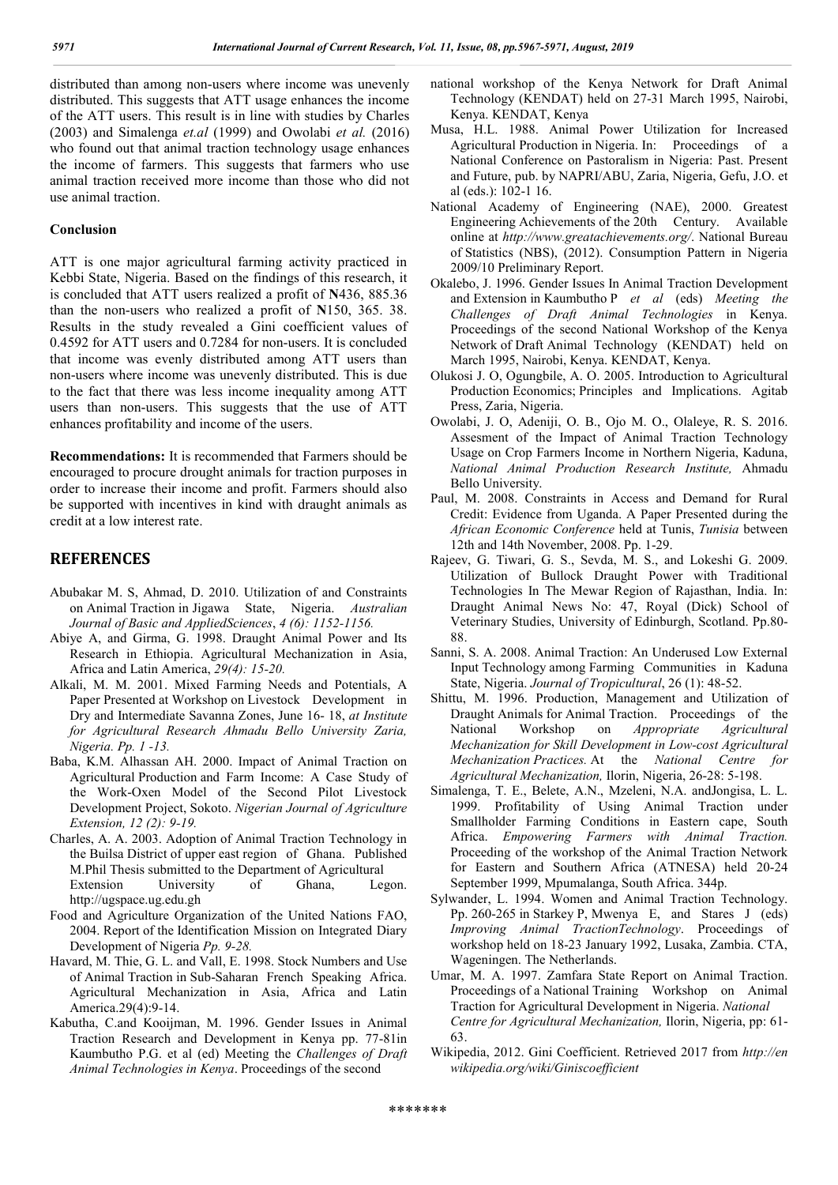distributed than among non-users where income was unevenly distributed. This suggests that ATT usage enhances the income of the ATT users. This result is in line with studies by Charles (2003) and Simalenga *et.al* (1999) and Owolabi *et al.* (2016) who found out that animal traction technology usage enhances the income of farmers. This suggests that farmers who use animal traction received more income than those who did not use animal traction.

### Conclusion

ATT is one major agricultural farming activity practiced in Kebbi State, Nigeria. Based on the findings of this research, it is concluded that ATT users realized a profit of **N**436, 885.36 than the non-users who realized a profit of **N**150, 365. 38. Results in the study revealed a Gini coefficient values of 0.4592 for ATT users and 0.7284 for non-users. It is concluded that income was evenly distributed among ATT users than non-users where income was unevenly distributed. This is due to the fact that there was less income inequality among ATT users than non-users. This suggests that the use of ATT enhances profitability and income of the users.

**Recommendations:** It is recommended that Farmers should be encouraged to procure drought animals for traction purposes in order to increase their income and profit. Farmers should also be supported with incentives in kind with draught animals as credit at a low interest rate.

## REFERENCES

- Abubakar M. S, Ahmad, D. 2010. Utilization of and Constraints on Animal Traction in Jigawa State, Nigeria. *Australian Journal of Basic and AppliedSciences*, *4 (6): 1152-1156.*
- Abiye A, and Girma, G. 1998. Draught Animal Power and Its Research in Ethiopia. Agricultural Mechanization in Asia, Africa and Latin America, *29(4): 15-20.*
- Alkali, M. M. 2001. Mixed Farming Needs and Potentials, A Paper Presented at Workshop on Livestock Development in Dry and Intermediate Savanna Zones, June 16- 18, *at Institute for Agricultural Research Ahmadu Bello University Zaria, Nigeria. Pp. 1 -13.*
- Baba, K.M. Alhassan AH. 2000. Impact of Animal Traction on Agricultural Production and Farm Income: A Case Study of the Work-Oxen Model of the Second Pilot Livestock Development Project, Sokoto. *Nigerian Journal of Agriculture Extension, 12 (2): 9-19.*
- Charles, A. A. 2003. Adoption of Animal Traction Technology in the Builsa District of upper east region of Ghana. Published M.Phil Thesis submitted to the Department of Agricultural Extension University of Ghana, Legon. http://ugspace.ug.edu.gh
- Food and Agriculture Organization of the United Nations FAO, 2004. Report of the Identification Mission on Integrated Diary Development of Nigeria *Pp. 9-28.*
- Havard, M. Thie, G. L. and Vall, E. 1998. Stock Numbers and Use of Animal Traction in Sub-Saharan French Speaking Africa. Agricultural Mechanization in Asia, Africa and Latin America.29(4):9-14.
- Kabutha, C.and Kooijman, M. 1996. Gender Issues in Animal Traction Research and Development in Kenya pp. 77-81in Kaumbutho P.G. et al (ed) Meeting the *Challenges of Draft Animal Technologies in Kenya*. Proceedings of the second national workshop of the Kenya Network for Draft Animal Technology (KENDAT) held on 27-31 March 1995, Nairobi, Kenya. KENDAT, Kenya
- Musa, H.L. 1988. Animal Power Utilization for Increased Agricultural Production in Nigeria. In: Proceedings of a National Conference on Pastoralism in Nigeria: Past. Present and Future, pub. by NAPRI/ABU, Zaria, Nigeria, Gefu, J.O. et al (eds.): 102-1 16.
- National Academy of Engineering (NAE), 2000. Greatest Engineering Achievements of the 20th Century. Available online at *http://www.greatachievements.org/*. National Bureau of Statistics (NBS), (2012). Consumption Pattern in Nigeria 2009/10 Preliminary Report.
- Okalebo, J. 1996. Gender Issues In Animal Traction Development and Extension in Kaumbutho P *et al* (eds) *Meeting the Challenges of Draft Animal Technologies* in Kenya. Proceedings of the second National Workshop of the Kenya Network of Draft Animal Technology (KENDAT) held on March 1995, Nairobi, Kenya. KENDAT, Kenya.
- Olukosi J. O, Ogungbile, A. O. 2005. Introduction to Agricultural Production Economics; Principles and Implications. Agitab Press, Zaria, Nigeria.
- Owolabi, J. O, Adeniji, O. B., Ojo M. O., Olaleye, R. S. 2016. Assesment of the Impact of Animal Traction Technology Usage on Crop Farmers Income in Northern Nigeria, Kaduna, *National Animal Production Research Institute,* Ahmadu Bello University.
- Paul, M. 2008. Constraints in Access and Demand for Rural Credit: Evidence from Uganda. A Paper Presented during the *African Economic Conference* held at Tunis, *Tunisia* between 12th and 14th November, 2008. Pp. 1-29.
- Rajeev, G. Tiwari, G. S., Sevda, M. S., and Lokeshi G. 2009. Utilization of Bullock Draught Power with Traditional Technologies In The Mewar Region of Rajasthan, India. In: Draught Animal News No: 47, Royal (Dick) School of Veterinary Studies, University of Edinburgh, Scotland. Pp.80-88.
- Sanni, S. A. 2008. Animal Traction: An Underused Low External Input Technology among Farming Communities in Kaduna State, Nigeria. *Journal of Tropicultural*, 26 (1): 48-52.
- Shittu, M. 1996. Production, Management and Utilization of Draught Animals for Animal Traction. Proceedings of the National Workshop on *Appropriate Agricultural Mechanization for Skill Development in Low-cost Agricultural Mechanization Practices.* At the *National Centre for Agricultural Mechanization,* Ilorin, Nigeria, 26-28: 5-198.
- Simalenga, T. E., Belete, A.N., Mzeleni, N.A. andJongisa, L. L. 1999. Profitability of Using Animal Traction under Smallholder Farming Conditions in Eastern cape, South Africa. *Empowering Farmers with Animal Traction.* Proceeding of the workshop of the Animal Traction Network for Eastern and Southern Africa (ATNESA) held 20-24 September 1999, Mpumalanga, South Africa. 344p.
- Sylwander, L. 1994. Women and Animal Traction Technology. Pp. 260-265 in Starkey P, Mwenya E, and Stares J (eds) *Improving Animal TractionTechnology*. Proceedings of workshop held on 18-23 January 1992, Lusaka, Zambia. CTA, Wageningen. The Netherlands.
- Umar, M. A. 1997. Zamfara State Report on Animal Traction. Proceedings of a National Training Workshop on Animal Traction for Agricultural Development in Nigeria. *National Centre for Agricultural Mechanization,* Ilorin, Nigeria, pp: 61-63.
- Wikipedia, 2012. Gini Coefficient. Retrieved 2017 from *http://en wikipedia.org/wiki/Giniscoefficient*

\*\*\*\*\*\*\*